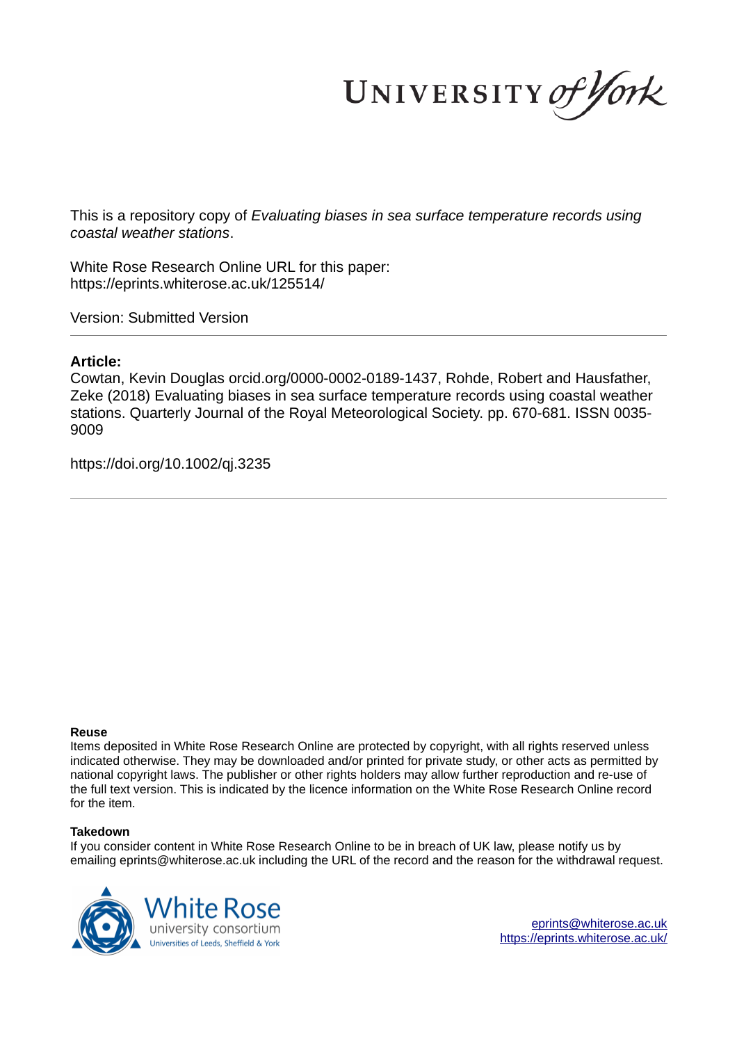This is a repository copy of *Evaluating biases in sea surface temperature records using coastal weather stations*.

White Rose Research Online URL for this paper:
https://eprints.whiterose.ac.uk/125514/

Version: Submitted Version

**Article:**

Cowtan, Kevin Douglas orcid.org/0000-0002-0189-1437, Rohde, Robert and Hausfather, Zeke (2018) Evaluating biases in sea surface temperature records using coastal weather stations. Quarterly Journal of the Royal Meteorological Society. pp. 670-681. ISSN 0035-9009

https://doi.org/10.1002/qj.3235

**Reuse**

Items deposited in White Rose Research Online are protected by copyright, with all rights reserved unless indicated otherwise. They may be downloaded and/or printed for private study, or other acts as permitted by national copyright laws. The publisher or other rights holders may allow further reproduction and re-use of the full text version. This is indicated by the licence information on the White Rose Research Online record for the item.

**Takedown**

If you consider content in White Rose Research Online to be in breach of UK law, please notify us by emailing eprints@whiterose.ac.uk including the URL of the record and the reason for the withdrawal request.

eprints@whiterose.ac.uk
https://eprints.whiterose.ac.uk/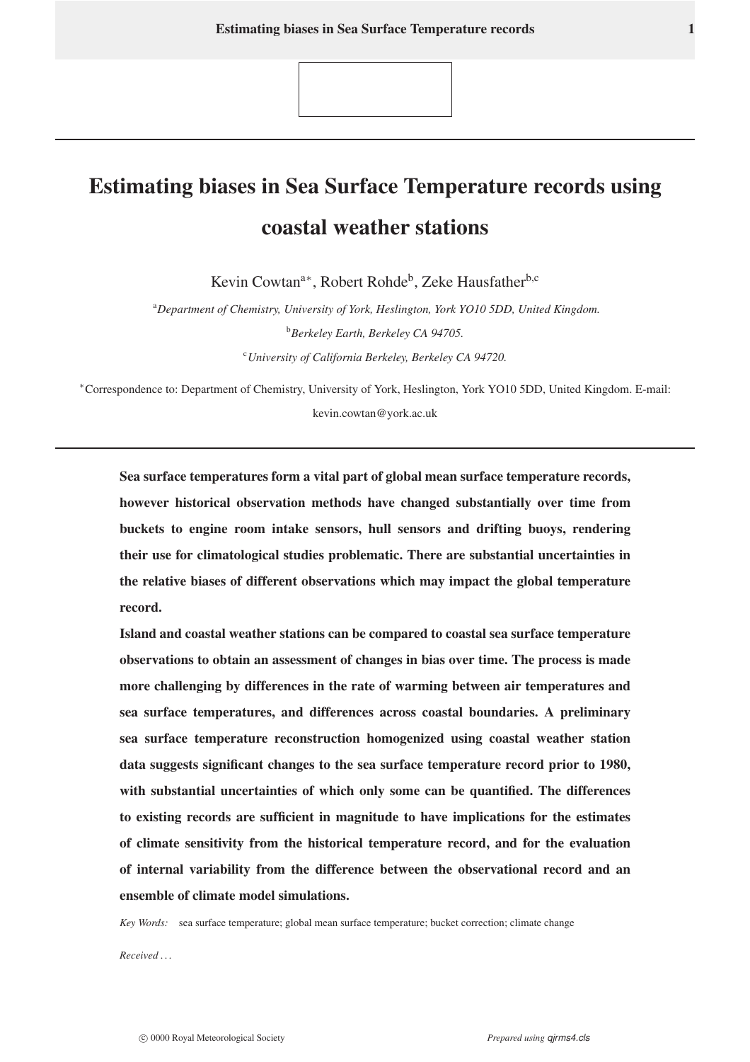# Estimating biases in Sea Surface Temperature records using coastal weather stations

Kevin Cowtan[a*], Robert Rohde[b], Zeke Hausfather[b,c]

[a]*Department of Chemistry, University of York, Heslington, York YO10 5DD, United Kingdom.*

[b]*Berkeley Earth, Berkeley CA 94705.*

[c]*University of California Berkeley, Berkeley CA 94720.*

[*]Correspondence to: Department of Chemistry, University of York, Heslington, York YO10 5DD, United Kingdom. E-mail: kevin.cowtan@york.ac.uk

**Sea surface temperatures form a vital part of global mean surface temperature records, however historical observation methods have changed substantially over time from buckets to engine room intake sensors, hull sensors and drifting buoys, rendering their use for climatological studies problematic. There are substantial uncertainties in the relative biases of different observations which may impact the global temperature record.**

**Island and coastal weather stations can be compared to coastal sea surface temperature observations to obtain an assessment of changes in bias over time. The process is made more challenging by differences in the rate of warming between air temperatures and sea surface temperatures, and differences across coastal boundaries. A preliminary sea surface temperature reconstruction homogenized using coastal weather station data suggests significant changes to the sea surface temperature record prior to 1980, with substantial uncertainties of which only some can be quantified. The differences to existing records are sufficient in magnitude to have implications for the estimates of climate sensitivity from the historical temperature record, and for the evaluation of internal variability from the difference between the observational record and an ensemble of climate model simulations.**

*Key Words:* sea surface temperature; global mean surface temperature; bucket correction; climate change

*Received . . .*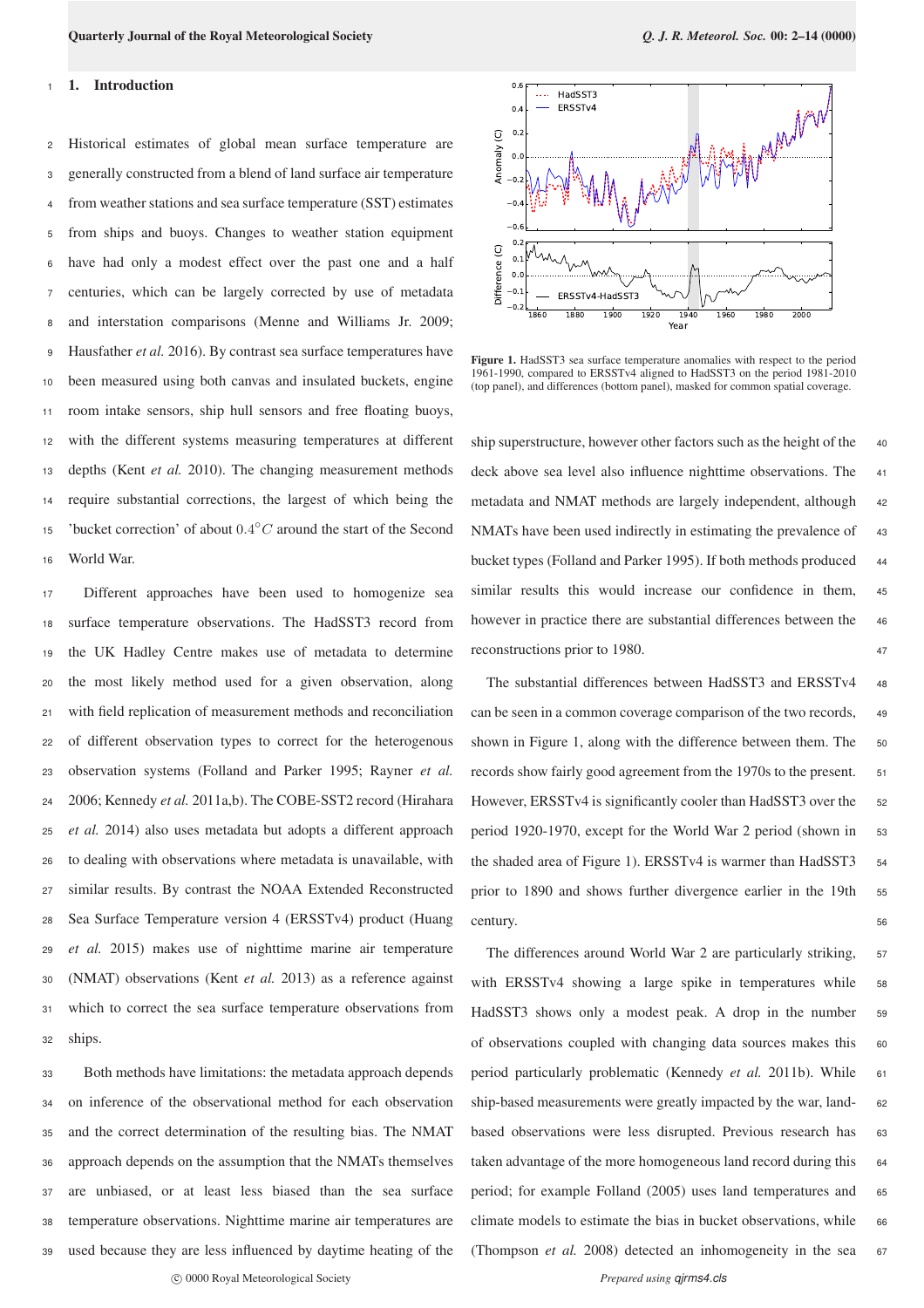## 1. Introduction

Historical estimates of global mean surface temperature are generally constructed from a blend of land surface air temperature from weather stations and sea surface temperature (SST) estimates from ships and buoys. Changes to weather station equipment have had only a modest effect over the past one and a half centuries, which can be largely corrected by use of metadata and interstation comparisons (Menne and Williams Jr. 2009; Hausfather *et al.* 2016). By contrast sea surface temperatures have been measured using both canvas and insulated buckets, engine room intake sensors, ship hull sensors and free floating buoys, with the different systems measuring temperatures at different depths (Kent *et al.* 2010). The changing measurement methods require substantial corrections, the largest of which being the 'bucket correction' of about $0.4^{\circ}C$ around the start of the Second World War.

Different approaches have been used to homogenize sea surface temperature observations. The HadSST3 record from the UK Hadley Centre makes use of metadata to determine the most likely method used for a given observation, along with field replication of measurement methods and reconciliation of different observation types to correct for the heterogenous observation systems (Folland and Parker 1995; Rayner *et al.* 2006; Kennedy *et al.* 2011a,b). The COBE-SST2 record (Hirahara *et al.* 2014) also uses metadata but adopts a different approach to dealing with observations where metadata is unavailable, with similar results. By contrast the NOAA Extended Reconstructed Sea Surface Temperature version 4 (ERSSTv4) product (Huang *et al.* 2015) makes use of nighttime marine air temperature (NMAT) observations (Kent *et al.* 2013) as a reference against which to correct the sea surface temperature observations from ships.

Both methods have limitations: the metadata approach depends on inference of the observational method for each observation and the correct determination of the resulting bias. The NMAT approach depends on the assumption that the NMATs themselves are unbiased, or at least less biased than the sea surface temperature observations. Nighttime marine air temperatures are used because they are less influenced by daytime heating of the ship superstructure, however other factors such as the height of the deck above sea level also influence nighttime observations. The metadata and NMAT methods are largely independent, although NMATs have been used indirectly in estimating the prevalence of bucket types (Folland and Parker 1995). If both methods produced similar results this would increase our confidence in them, however in practice there are substantial differences between the reconstructions prior to 1980.

Figure 1. HadSST3 sea surface temperature anomalies with respect to the period 1961-1990, compared to ERSSTv4 aligned to HadSST3 on the period 1981-2010 (top panel), and differences (bottom panel), masked for common spatial coverage.

The substantial differences between HadSST3 and ERSSTv4 can be seen in a common coverage comparison of the two records, shown in Figure 1, along with the difference between them. The records show fairly good agreement from the 1970s to the present. However, ERSSTv4 is significantly cooler than HadSST3 over the period 1920-1970, except for the World War 2 period (shown in the shaded area of Figure 1). ERSSTv4 is warmer than HadSST3 prior to 1890 and shows further divergence earlier in the 19th century.

The differences around World War 2 are particularly striking, with ERSSTv4 showing a large spike in temperatures while HadSST3 shows only a modest peak. A drop in the number of observations coupled with changing data sources makes this period particularly problematic (Kennedy *et al.* 2011b). While ship-based measurements were greatly impacted by the war, land-based observations were less disrupted. Previous research has taken advantage of the more homogeneous land record during this period; for example Folland (2005) uses land temperatures and climate models to estimate the bias in bucket observations, while (Thompson *et al.* 2008) detected an inhomogeneity in the sea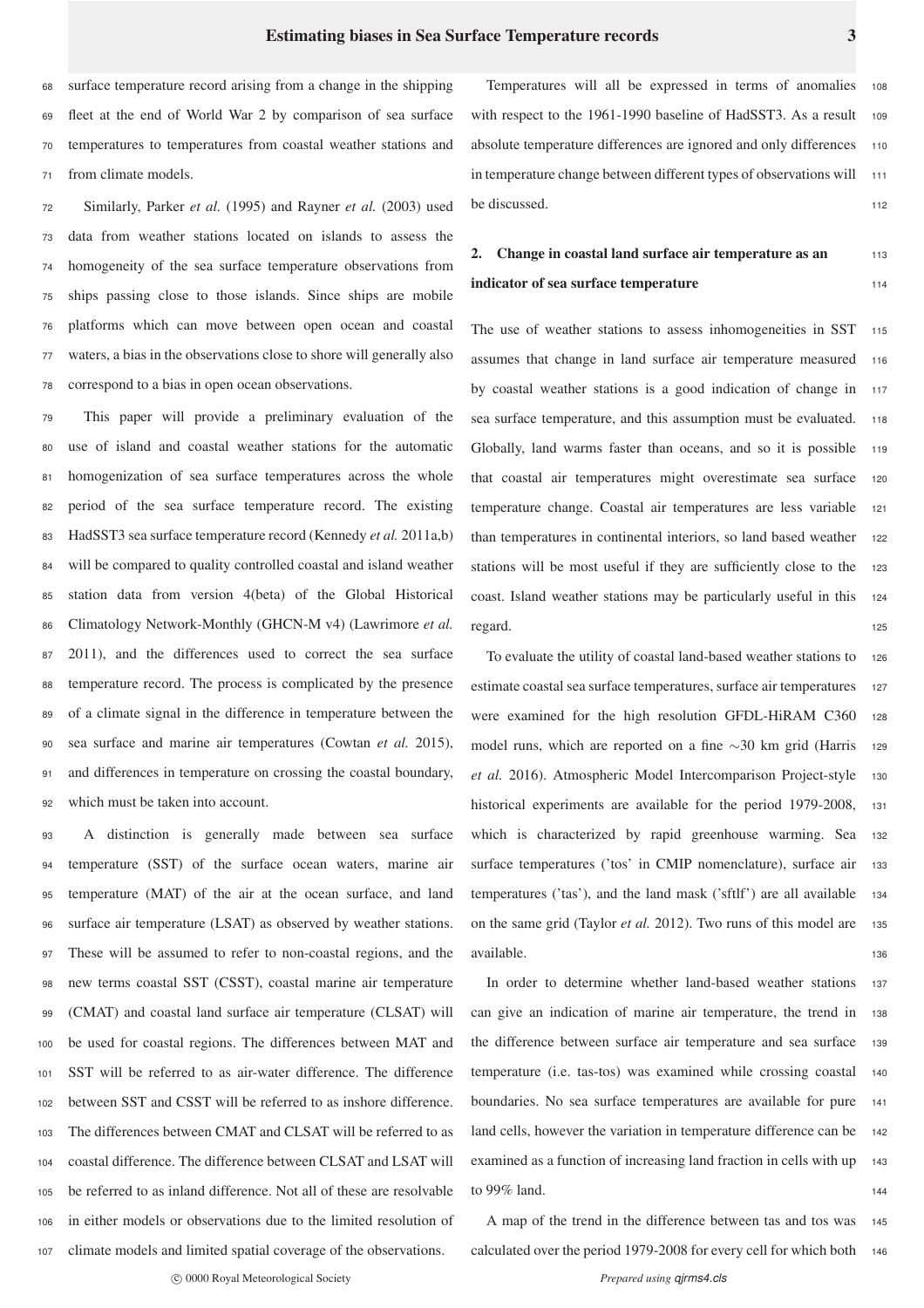surface temperature record arising from a change in the shipping fleet at the end of World War 2 by comparison of sea surface temperatures to temperatures from coastal weather stations and from climate models.

Similarly, Parker *et al.* (1995) and Rayner *et al.* (2003) used data from weather stations located on islands to assess the homogeneity of the sea surface temperature observations from ships passing close to those islands. Since ships are mobile platforms which can move between open ocean and coastal waters, a bias in the observations close to shore will generally also correspond to a bias in open ocean observations.

This paper will provide a preliminary evaluation of the use of island and coastal weather stations for the automatic homogenization of sea surface temperatures across the whole period of the sea surface temperature record. The existing HadSST3 sea surface temperature record (Kennedy *et al.* 2011a,b) will be compared to quality controlled coastal and island weather station data from version 4(beta) of the Global Historical Climatology Network-Monthly (GHCN-M v4) (Lawrimore *et al.* 2011), and the differences used to correct the sea surface temperature record. The process is complicated by the presence of a climate signal in the difference in temperature between the sea surface and marine air temperatures (Cowtan *et al.* 2015), and differences in temperature on crossing the coastal boundary, which must be taken into account.

A distinction is generally made between sea surface temperature (SST) of the surface ocean waters, marine air temperature (MAT) of the air at the ocean surface, and land surface air temperature (LSAT) as observed by weather stations. These will be assumed to refer to non-coastal regions, and the new terms coastal SST (CSST), coastal marine air temperature (CMAT) and coastal land surface air temperature (CLSAT) will be used for coastal regions. The differences between MAT and SST will be referred to as air-water difference. The difference between SST and CSST will be referred to as inshore difference. The differences between CMAT and CLSAT will be referred to as coastal difference. The difference between CLSAT and LSAT will be referred to as inland difference. Not all of these are resolvable in either models or observations due to the limited resolution of climate models and limited spatial coverage of the observations.

Temperatures will all be expressed in terms of anomalies with respect to the 1961-1990 baseline of HadSST3. As a result absolute temperature differences are ignored and only differences in temperature change between different types of observations will be discussed.

## 2. Change in coastal land surface air temperature as an indicator of sea surface temperature

The use of weather stations to assess inhomogeneities in SST assumes that change in land surface air temperature measured by coastal weather stations is a good indication of change in sea surface temperature, and this assumption must be evaluated. Globally, land warms faster than oceans, and so it is possible that coastal air temperatures might overestimate sea surface temperature change. Coastal air temperatures are less variable than temperatures in continental interiors, so land based weather stations will be most useful if they are sufficiently close to the coast. Island weather stations may be particularly useful in this regard.

To evaluate the utility of coastal land-based weather stations to estimate coastal sea surface temperatures, surface air temperatures were examined for the high resolution GFDL-HiRAM C360 model runs, which are reported on a fine $\sim$30 km grid (Harris *et al.* 2016). Atmospheric Model Intercomparison Project-style historical experiments are available for the period 1979-2008, which is characterized by rapid greenhouse warming. Sea surface temperatures ('tos' in CMIP nomenclature), surface air temperatures ('tas'), and the land mask ('sftlf') are all available on the same grid (Taylor *et al.* 2012). Two runs of this model are available.

In order to determine whether land-based weather stations can give an indication of marine air temperature, the trend in the difference between surface air temperature and sea surface temperature (i.e. tas-tos) was examined while crossing coastal boundaries. No sea surface temperatures are available for pure land cells, however the variation in temperature difference can be examined as a function of increasing land fraction in cells with up to 99% land.

A map of the trend in the difference between tas and tos was calculated over the period 1979-2008 for every cell for which both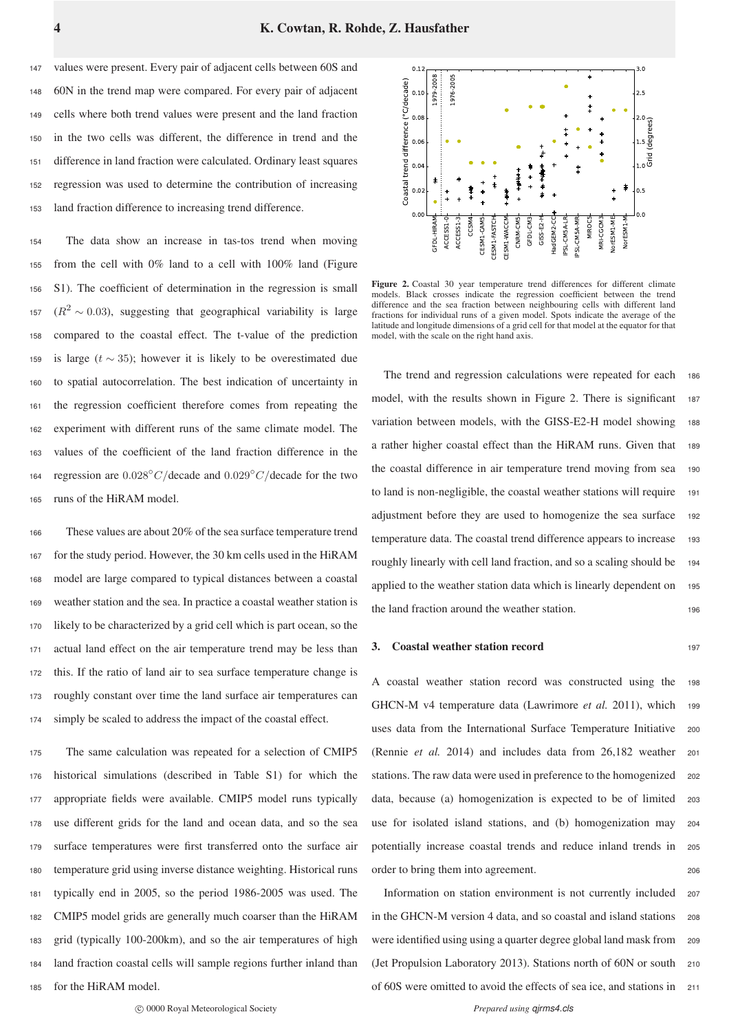values were present. Every pair of adjacent cells between 60S and 60N in the trend map were compared. For every pair of adjacent cells where both trend values were present and the land fraction in the two cells was different, the difference in trend and the difference in land fraction were calculated. Ordinary least squares regression was used to determine the contribution of increasing land fraction difference to increasing trend difference.

The data show an increase in tas-tos trend when moving from the cell with 0% land to a cell with 100% land (Figure S1). The coefficient of determination in the regression is small ($R^2 \sim 0.03$), suggesting that geographical variability is large compared to the coastal effect. The t-value of the prediction is large ($t \sim 35$); however it is likely to be overestimated due to spatial autocorrelation. The best indication of uncertainty in the regression coefficient therefore comes from repeating the experiment with different runs of the same climate model. The values of the coefficient of the land fraction difference in the regression are $0.028^{\circ}C$/decade and $0.029^{\circ}C$/decade for the two runs of the HiRAM model.

These values are about 20% of the sea surface temperature trend for the study period. However, the 30 km cells used in the HiRAM model are large compared to typical distances between a coastal weather station and the sea. In practice a coastal weather station is likely to be characterized by a grid cell which is part ocean, so the actual land effect on the air temperature trend may be less than this. If the ratio of land air to sea surface temperature change is roughly constant over time the land surface air temperatures can simply be scaled to address the impact of the coastal effect.

The same calculation was repeated for a selection of CMIP5 historical simulations (described in Table S1) for which the appropriate fields were available. CMIP5 model runs typically use different grids for the land and ocean data, and so the sea surface temperatures were first transferred onto the surface air temperature grid using inverse distance weighting. Historical runs typically end in 2005, so the period 1986-2005 was used. The CMIP5 model grids are generally much coarser than the HiRAM grid (typically 100-200km), and so the air temperatures of high land fraction coastal cells will sample regions further inland than for the HiRAM model.

**Figure 2.** Coastal 30 year temperature trend differences for different climate models. Black crosses indicate the regression coefficient between the trend difference and the sea fraction between neighbouring cells with different land fractions for individual runs of a given model. Spots indicate the average of the latitude and longitude dimensions of a grid cell for that model at the equator for that model, with the scale on the right hand axis.

The trend and regression calculations were repeated for each model, with the results shown in Figure 2. There is significant variation between models, with the GISS-E2-H model showing a rather higher coastal effect than the HiRAM runs. Given that the coastal difference in air temperature trend moving from sea to land is non-negligible, the coastal weather stations will require adjustment before they are used to homogenize the sea surface temperature data. The coastal trend difference appears to increase roughly linearly with cell land fraction, and so a scaling should be applied to the weather station data which is linearly dependent on the land fraction around the weather station.

## 3. Coastal weather station record

A coastal weather station record was constructed using the GHCN-M v4 temperature data (Lawrimore *et al.* 2011), which uses data from the International Surface Temperature Initiative (Rennie *et al.* 2014) and includes data from 26,182 weather stations. The raw data were used in preference to the homogenized data, because (a) homogenization is expected to be of limited use for isolated island stations, and (b) homogenization may potentially increase coastal trends and reduce inland trends in order to bring them into agreement.

Information on station environment is not currently included in the GHCN-M version 4 data, and so coastal and island stations were identified using using a quarter degree global land mask from (Jet Propulsion Laboratory 2013). Stations north of 60N or south of 60S were omitted to avoid the effects of sea ice, and stations in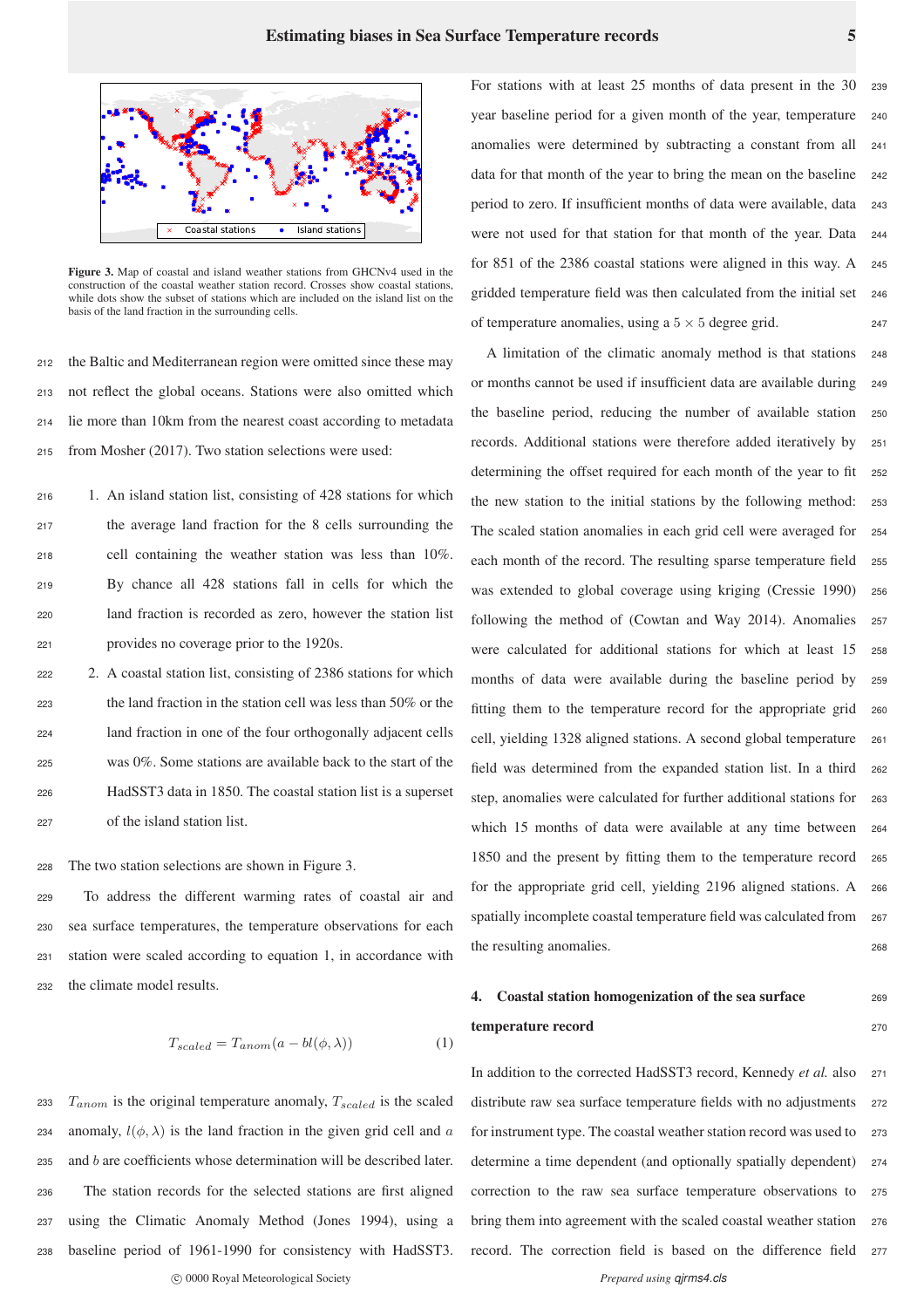Figure 3. Map of coastal and island weather stations from GHCNv4 used in the construction of the coastal weather station record. Crosses show coastal stations, while dots show the subset of stations which are included on the island list on the basis of the land fraction in the surrounding cells.

the Baltic and Mediterranean region were omitted since these may not reflect the global oceans. Stations were also omitted which lie more than 10km from the nearest coast according to metadata from Mosher (2017). Two station selections were used:

1. An island station list, consisting of 428 stations for which the average land fraction for the 8 cells surrounding the cell containing the weather station was less than 10%. By chance all 428 stations fall in cells for which the land fraction is recorded as zero, however the station list provides no coverage prior to the 1920s.
2. A coastal station list, consisting of 2386 stations for which the land fraction in the station cell was less than 50% or the land fraction in one of the four orthogonally adjacent cells was 0%. Some stations are available back to the start of the HadSST3 data in 1850. The coastal station list is a superset of the island station list.

The two station selections are shown in Figure 3.

To address the different warming rates of coastal air and sea surface temperatures, the temperature observations for each station were scaled according to equation 1, in accordance with the climate model results.

$$T_{scaled} = T_{anom}(a - bl(\phi, \lambda)) \tag{1}$$

$T_{anom}$ is the original temperature anomaly, $T_{scaled}$ is the scaled anomaly, $l(\phi, \lambda)$ is the land fraction in the given grid cell and $a$ and $b$ are coefficients whose determination will be described later.

The station records for the selected stations are first aligned using the Climatic Anomaly Method (Jones 1994), using a baseline period of 1961-1990 for consistency with HadSST3. For stations with at least 25 months of data present in the 30 year baseline period for a given month of the year, temperature anomalies were determined by subtracting a constant from all data for that month of the year to bring the mean on the baseline period to zero. If insufficient months of data were available, data were not used for that station for that month of the year. Data for 851 of the 2386 coastal stations were aligned in this way. A gridded temperature field was then calculated from the initial set of temperature anomalies, using a $5 \times 5$ degree grid.

A limitation of the climatic anomaly method is that stations or months cannot be used if insufficient data are available during the baseline period, reducing the number of available station records. Additional stations were therefore added iteratively by determining the offset required for each month of the year to fit the new station to the initial stations by the following method: The scaled station anomalies in each grid cell were averaged for each month of the record. The resulting sparse temperature field was extended to global coverage using kriging (Cressie 1990) following the method of (Cowtan and Way 2014). Anomalies were calculated for additional stations for which at least 15 months of data were available during the baseline period by fitting them to the temperature record for the appropriate grid cell, yielding 1328 aligned stations. A second global temperature field was determined from the expanded station list. In a third step, anomalies were calculated for further additional stations for which 15 months of data were available at any time between 1850 and the present by fitting them to the temperature record for the appropriate grid cell, yielding 2196 aligned stations. A spatially incomplete coastal temperature field was calculated from the resulting anomalies.

## 4. Coastal station homogenization of the sea surface temperature record

In addition to the corrected HadSST3 record, Kennedy *et al.* also distribute raw sea surface temperature fields with no adjustments for instrument type. The coastal weather station record was used to determine a time dependent (and optionally spatially dependent) correction to the raw sea surface temperature observations to bring them into agreement with the scaled coastal weather station record. The correction field is based on the difference field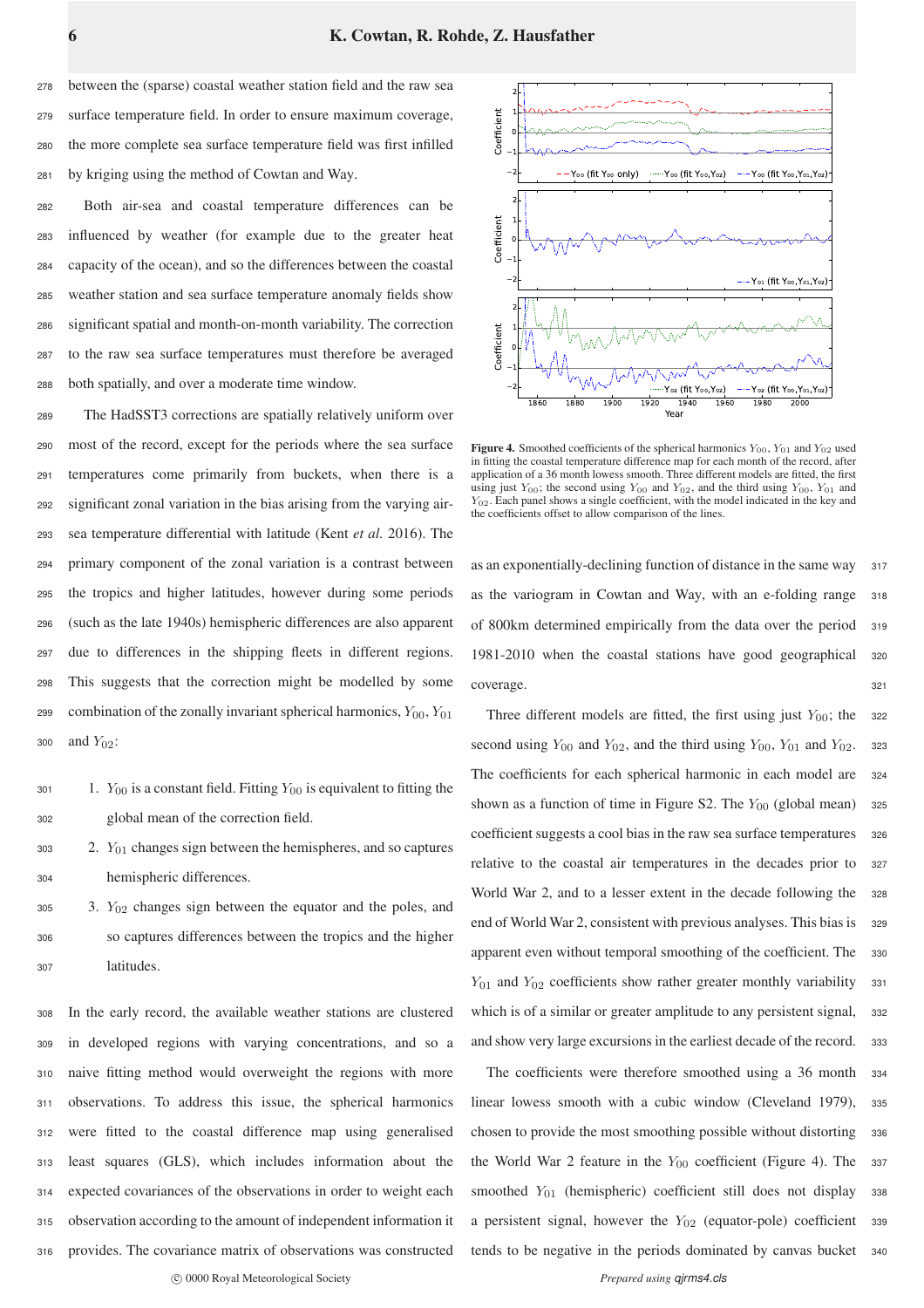between the (sparse) coastal weather station field and the raw sea surface temperature field. In order to ensure maximum coverage, the more complete sea surface temperature field was first infilled by kriging using the method of Cowtan and Way.

Both air-sea and coastal temperature differences can be influenced by weather (for example due to the greater heat capacity of the ocean), and so the differences between the coastal weather station and sea surface temperature anomaly fields show significant spatial and month-on-month variability. The correction to the raw sea surface temperatures must therefore be averaged both spatially, and over a moderate time window.

The HadSST3 corrections are spatially relatively uniform over most of the record, except for the periods where the sea surface temperatures come primarily from buckets, when there is a significant zonal variation in the bias arising from the varying air-sea temperature differential with latitude (Kent *et al.* 2016). The primary component of the zonal variation is a contrast between the tropics and higher latitudes, however during some periods (such as the late 1940s) hemispheric differences are also apparent due to differences in the shipping fleets in different regions. This suggests that the correction might be modelled by some combination of the zonally invariant spherical harmonics, $Y_{00}$, $Y_{01}$ and $Y_{02}$:

1. $Y_{00}$ is a constant field. Fitting $Y_{00}$ is equivalent to fitting the global mean of the correction field.
2. $Y_{01}$ changes sign between the hemispheres, and so captures hemispheric differences.
3. $Y_{02}$ changes sign between the equator and the poles, and so captures differences between the tropics and the higher latitudes.

In the early record, the available weather stations are clustered in developed regions with varying concentrations, and so a naive fitting method would overweight the regions with more observations. To address this issue, the spherical harmonics were fitted to the coastal difference map using generalised least squares (GLS), which includes information about the expected covariances of the observations in order to weight each observation according to the amount of independent information it provides. The covariance matrix of observations was constructed as an exponentially-declining function of distance in the same way as the variogram in Cowtan and Way, with an e-folding range of 800km determined empirically from the data over the period 1981-2010 when the coastal stations have good geographical coverage.

**Figure 4.** Smoothed coefficients of the spherical harmonics $Y_{00}$, $Y_{01}$ and $Y_{02}$ used in fitting the coastal temperature difference map for each month of the record, after application of a 36 month lowess smooth. Three different models are fitted, the first using just $Y_{00}$; the second using $Y_{00}$ and $Y_{02}$, and the third using $Y_{00}$, $Y_{01}$ and $Y_{02}$. Each panel shows a single coefficient, with the model indicated in the key and the coefficients offset to allow comparison of the lines.

Three different models are fitted, the first using just $Y_{00}$; the second using $Y_{00}$ and $Y_{02}$, and the third using $Y_{00}$, $Y_{01}$ and $Y_{02}$. The coefficients for each spherical harmonic in each model are shown as a function of time in Figure S2. The $Y_{00}$ (global mean) coefficient suggests a cool bias in the raw sea surface temperatures relative to the coastal air temperatures in the decades prior to World War 2, and to a lesser extent in the decade following the end of World War 2, consistent with previous analyses. This bias is apparent even without temporal smoothing of the coefficient. The $Y_{01}$ and $Y_{02}$ coefficients show rather greater monthly variability which is of a similar or greater amplitude to any persistent signal, and show very large excursions in the earliest decade of the record.

The coefficients were therefore smoothed using a 36 month linear lowess smooth with a cubic window (Cleveland 1979), chosen to provide the most smoothing possible without distorting the World War 2 feature in the $Y_{00}$ coefficient (Figure 4). The smoothed $Y_{01}$ (hemispheric) coefficient still does not display a persistent signal, however the $Y_{02}$ (equator-pole) coefficient tends to be negative in the periods dominated by canvas bucket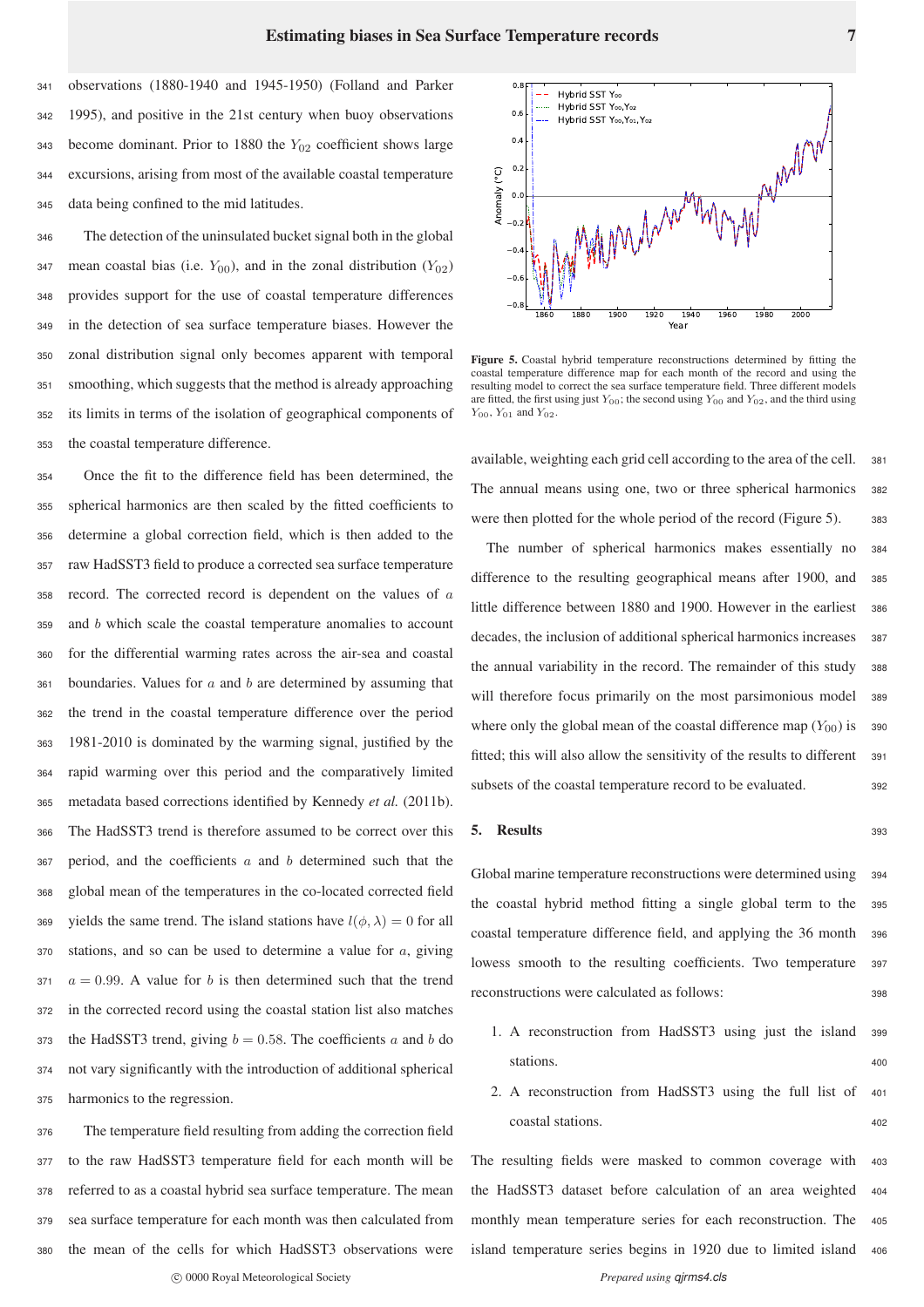observations (1880-1940 and 1945-1950) (Folland and Parker 1995), and positive in the 21st century when buoy observations become dominant. Prior to 1880 the $Y_{02}$ coefficient shows large excursions, arising from most of the available coastal temperature data being confined to the mid latitudes.

The detection of the uninsulated bucket signal both in the global mean coastal bias (i.e. $Y_{00}$), and in the zonal distribution ($Y_{02}$) provides support for the use of coastal temperature differences in the detection of sea surface temperature biases. However the zonal distribution signal only becomes apparent with temporal smoothing, which suggests that the method is already approaching its limits in terms of the isolation of geographical components of the coastal temperature difference.

Once the fit to the difference field has been determined, the spherical harmonics are then scaled by the fitted coefficients to determine a global correction field, which is then added to the raw HadSST3 field to produce a corrected sea surface temperature record. The corrected record is dependent on the values of $a$ and $b$ which scale the coastal temperature anomalies to account for the differential warming rates across the air-sea and coastal boundaries. Values for $a$ and $b$ are determined by assuming that the trend in the coastal temperature difference over the period 1981-2010 is dominated by the warming signal, justified by the rapid warming over this period and the comparatively limited metadata based corrections identified by Kennedy *et al.* (2011b). The HadSST3 trend is therefore assumed to be correct over this period, and the coefficients $a$ and $b$ determined such that the global mean of the temperatures in the co-located corrected field yields the same trend. The island stations have $l(\phi, \lambda) = 0$ for all stations, and so can be used to determine a value for $a$, giving $a = 0.99$. A value for $b$ is then determined such that the trend in the corrected record using the coastal station list also matches the HadSST3 trend, giving $b = 0.58$. The coefficients $a$ and $b$ do not vary significantly with the introduction of additional spherical harmonics to the regression.

The temperature field resulting from adding the correction field to the raw HadSST3 temperature field for each month will be referred to as a coastal hybrid sea surface temperature. The mean sea surface temperature for each month was then calculated from the mean of the cells for which HadSST3 observations were available, weighting each grid cell according to the area of the cell. The annual means using one, two or three spherical harmonics were then plotted for the whole period of the record (Figure 5).

**Figure 5.** Coastal hybrid temperature reconstructions determined by fitting the coastal temperature difference map for each month of the record and using the resulting model to correct the sea surface temperature field. Three different models are fitted, the first using just $Y_{00}$; the second using $Y_{00}$ and $Y_{02}$, and the third using $Y_{00}$, $Y_{01}$ and $Y_{02}$.

The number of spherical harmonics makes essentially no difference to the resulting geographical means after 1900, and little difference between 1880 and 1900. However in the earliest decades, the inclusion of additional spherical harmonics increases the annual variability in the record. The remainder of this study will therefore focus primarily on the most parsimonious model where only the global mean of the coastal difference map ($Y_{00}$) is fitted; this will also allow the sensitivity of the results to different subsets of the coastal temperature record to be evaluated.

## 5. Results

Global marine temperature reconstructions were determined using the coastal hybrid method fitting a single global term to the coastal temperature difference field, and applying the 36 month lowess smooth to the resulting coefficients. Two temperature reconstructions were calculated as follows:

1. A reconstruction from HadSST3 using just the island stations.
2. A reconstruction from HadSST3 using the full list of coastal stations.

The resulting fields were masked to common coverage with the HadSST3 dataset before calculation of an area weighted monthly mean temperature series for each reconstruction. The island temperature series begins in 1920 due to limited island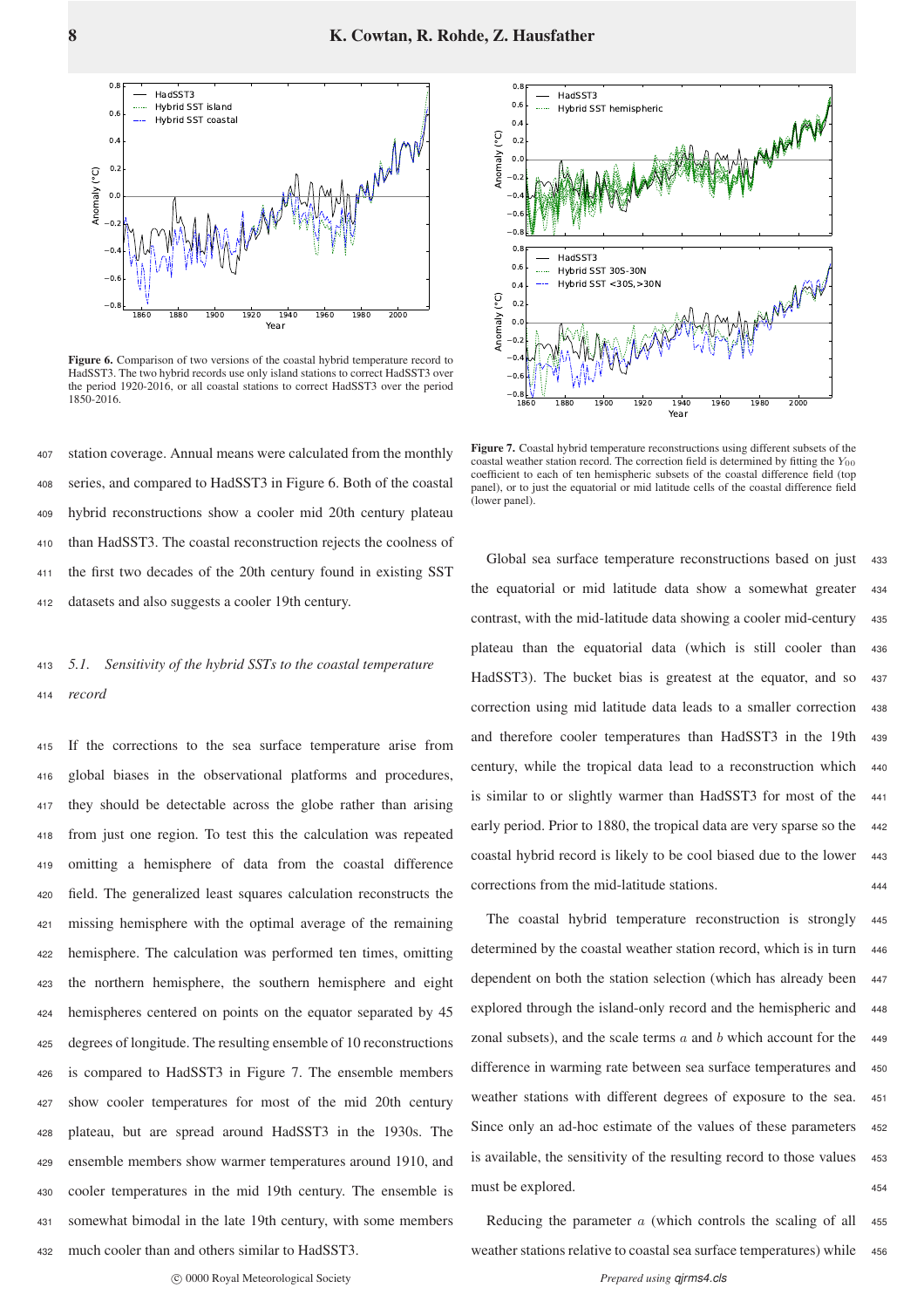**Figure 6.** Comparison of two versions of the coastal hybrid temperature record to HadSST3. The two hybrid records use only island stations to correct HadSST3 over the period 1920-2016, or all coastal stations to correct HadSST3 over the period 1850-2016.

station coverage. Annual means were calculated from the monthly series, and compared to HadSST3 in Figure 6. Both of the coastal hybrid reconstructions show a cooler mid 20th century plateau than HadSST3. The coastal reconstruction rejects the coolness of the first two decades of the 20th century found in existing SST datasets and also suggests a cooler 19th century.

### 5.1. *Sensitivity of the hybrid SSTs to the coastal temperature record*

If the corrections to the sea surface temperature arise from global biases in the observational platforms and procedures, they should be detectable across the globe rather than arising from just one region. To test this the calculation was repeated omitting a hemisphere of data from the coastal difference field. The generalized least squares calculation reconstructs the missing hemisphere with the optimal average of the remaining hemisphere. The calculation was performed ten times, omitting the northern hemisphere, the southern hemisphere and eight hemispheres centered on points on the equator separated by 45 degrees of longitude. The resulting ensemble of 10 reconstructions is compared to HadSST3 in Figure 7. The ensemble members show cooler temperatures for most of the mid 20th century plateau, but are spread around HadSST3 in the 1930s. The ensemble members show warmer temperatures around 1910, and cooler temperatures in the mid 19th century. The ensemble is somewhat bimodal in the late 19th century, with some members much cooler than and others similar to HadSST3.

**Figure 7.** Coastal hybrid temperature reconstructions using different subsets of the coastal weather station record. The correction field is determined by fitting the $Y_{00}$ coefficient to each of ten hemispheric subsets of the coastal difference field (top panel), or to just the equatorial or mid latitude cells of the coastal difference field (lower panel).

Global sea surface temperature reconstructions based on just the equatorial or mid latitude data show a somewhat greater contrast, with the mid-latitude data showing a cooler mid-century plateau than the equatorial data (which is still cooler than HadSST3). The bucket bias is greatest at the equator, and so correction using mid latitude data leads to a smaller correction and therefore cooler temperatures than HadSST3 in the 19th century, while the tropical data lead to a reconstruction which is similar to or slightly warmer than HadSST3 for most of the early period. Prior to 1880, the tropical data are very sparse so the coastal hybrid record is likely to be cool biased due to the lower corrections from the mid-latitude stations.

The coastal hybrid temperature reconstruction is strongly determined by the coastal weather station record, which is in turn dependent on both the station selection (which has already been explored through the island-only record and the hemispheric and zonal subsets), and the scale terms $a$ and $b$ which account for the difference in warming rate between sea surface temperatures and weather stations with different degrees of exposure to the sea. Since only an ad-hoc estimate of the values of these parameters is available, the sensitivity of the resulting record to those values must be explored.

Reducing the parameter $a$ (which controls the scaling of all weather stations relative to coastal sea surface temperatures) while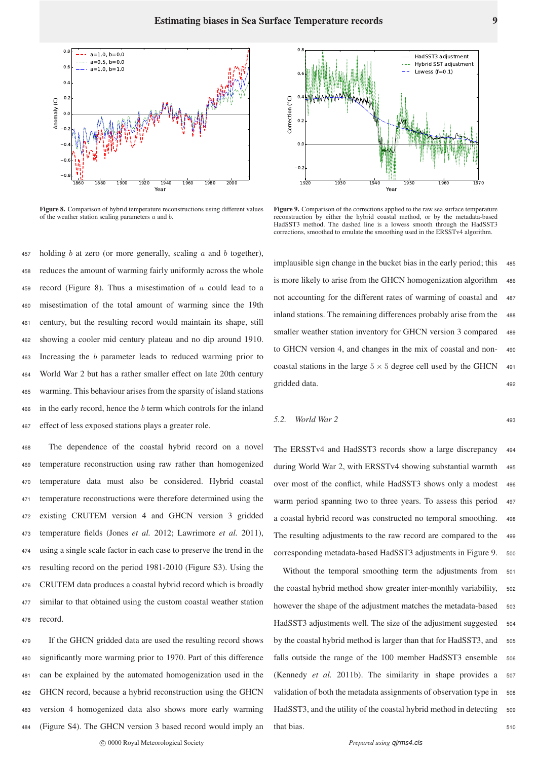**Figure 8.** Comparison of hybrid temperature reconstructions using different values of the weather station scaling parameters $a$ and $b$.

**Figure 9.** Comparison of the corrections applied to the raw sea surface temperature reconstruction by either the hybrid coastal method, or by the metadata-based HadSST3 method. The dashed line is a lowess smooth through the HadSST3 corrections, smoothed to emulate the smoothing used in the ERSSTv4 algorithm.

holding $b$ at zero (or more generally, scaling $a$ and $b$ together), reduces the amount of warming fairly uniformly across the whole record (Figure 8). Thus a misestimation of $a$ could lead to a misestimation of the total amount of warming since the 19th century, but the resulting record would maintain its shape, still showing a cooler mid century plateau and no dip around 1910. Increasing the $b$ parameter leads to reduced warming prior to World War 2 but has a rather smaller effect on late 20th century warming. This behaviour arises from the sparsity of island stations in the early record, hence the $b$ term which controls for the inland effect of less exposed stations plays a greater role.

The dependence of the coastal hybrid record on a novel temperature reconstruction using raw rather than homogenized temperature data must also be considered. Hybrid coastal temperature reconstructions were therefore determined using the existing CRUTEM version 4 and GHCN version 3 gridded temperature fields (Jones *et al.* 2012; Lawrimore *et al.* 2011), using a single scale factor in each case to preserve the trend in the resulting record on the period 1981-2010 (Figure S3). Using the CRUTEM data produces a coastal hybrid record which is broadly similar to that obtained using the custom coastal weather station record.

If the GHCN gridded data are used the resulting record shows significantly more warming prior to 1970. Part of this difference can be explained by the automated homogenization used in the GHCN record, because a hybrid reconstruction using the GHCN version 4 homogenized data also shows more early warming (Figure S4). The GHCN version 3 based record would imply an implausible sign change in the bucket bias in the early period; this is more likely to arise from the GHCN homogenization algorithm not accounting for the different rates of warming of coastal and inland stations. The remaining differences probably arise from the smaller weather station inventory for GHCN version 3 compared to GHCN version 4, and changes in the mix of coastal and non-coastal stations in the large $5 \times 5$ degree cell used by the GHCN gridded data.

### 5.2. World War 2

The ERSSTv4 and HadSST3 records show a large discrepancy during World War 2, with ERSSTv4 showing substantial warmth over most of the conflict, while HadSST3 shows only a modest warm period spanning two to three years. To assess this period a coastal hybrid record was constructed no temporal smoothing. The resulting adjustments to the raw record are compared to the corresponding metadata-based HadSST3 adjustments in Figure 9.

Without the temporal smoothing term the adjustments from the coastal hybrid method show greater inter-monthly variability, however the shape of the adjustment matches the metadata-based HadSST3 adjustments well. The size of the adjustment suggested by the coastal hybrid method is larger than that for HadSST3, and falls outside the range of the 100 member HadSST3 ensemble (Kennedy *et al.* 2011b). The similarity in shape provides a validation of both the metadata assignments of observation type in HadSST3, and the utility of the coastal hybrid method in detecting that bias.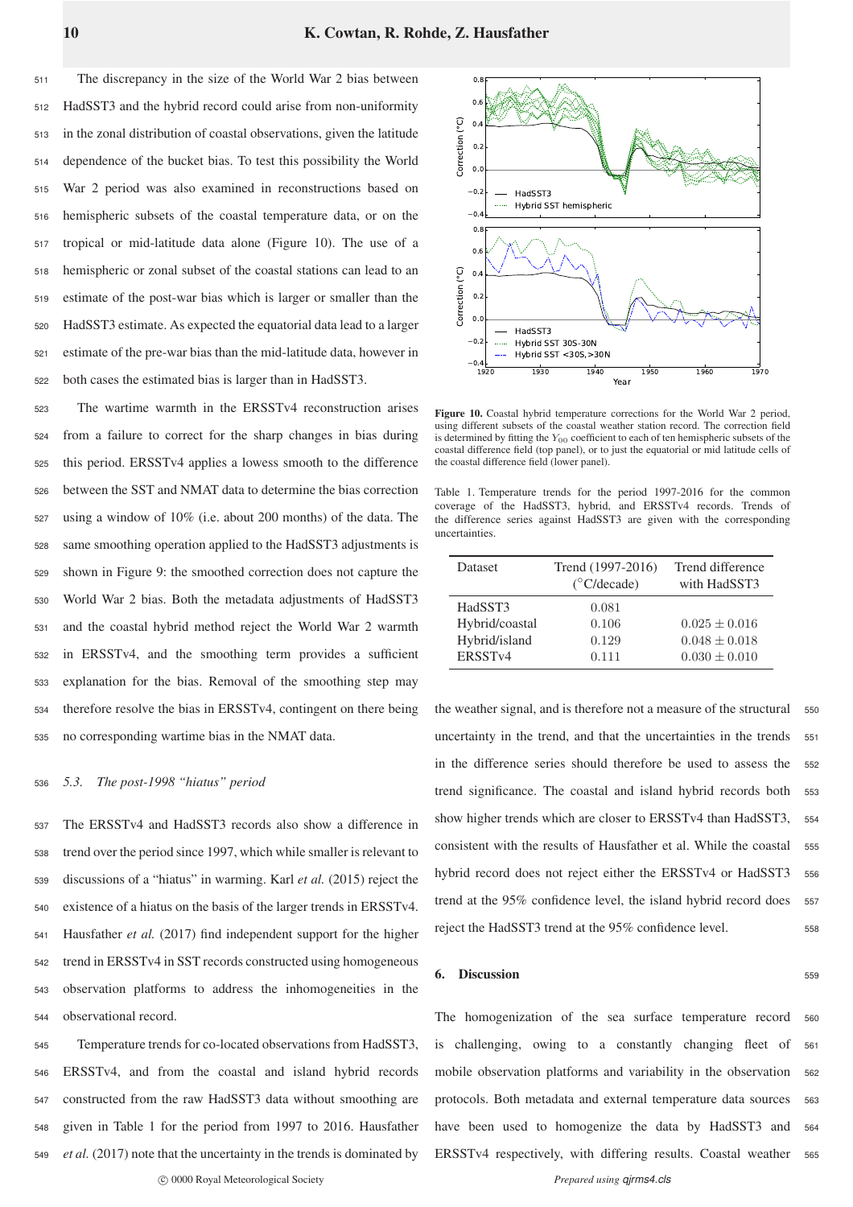The discrepancy in the size of the World War 2 bias between HadSST3 and the hybrid record could arise from non-uniformity in the zonal distribution of coastal observations, given the latitude dependence of the bucket bias. To test this possibility the World War 2 period was also examined in reconstructions based on hemispheric subsets of the coastal temperature data, or on the tropical or mid-latitude data alone (Figure 10). The use of a hemispheric or zonal subset of the coastal stations can lead to an estimate of the post-war bias which is larger or smaller than the HadSST3 estimate. As expected the equatorial data lead to a larger estimate of the pre-war bias than the mid-latitude data, however in both cases the estimated bias is larger than in HadSST3.

The wartime warmth in the ERSSTv4 reconstruction arises from a failure to correct for the sharp changes in bias during this period. ERSSTv4 applies a lowess smooth to the difference between the SST and NMAT data to determine the bias correction using a window of 10% (i.e. about 200 months) of the data. The same smoothing operation applied to the HadSST3 adjustments is shown in Figure 9: the smoothed correction does not capture the World War 2 bias. Both the metadata adjustments of HadSST3 and the coastal hybrid method reject the World War 2 warmth in ERSSTv4, and the smoothing term provides a sufficient explanation for the bias. Removal of the smoothing step may therefore resolve the bias in ERSSTv4, contingent on there being no corresponding wartime bias in the NMAT data.

### 5.3. *The post-1998 "hiatus" period*

The ERSSTv4 and HadSST3 records also show a difference in trend over the period since 1997, which while smaller is relevant to discussions of a "hiatus" in warming. Karl *et al.* (2015) reject the existence of a hiatus on the basis of the larger trends in ERSSTv4. Hausfather *et al.* (2017) find independent support for the higher trend in ERSSTv4 in SST records constructed using homogeneous observation platforms to address the inhomogeneities in the observational record.

Temperature trends for co-located observations from HadSST3, ERSSTv4, and from the coastal and island hybrid records constructed from the raw HadSST3 data without smoothing are given in Table 1 for the period from 1997 to 2016. Hausfather *et al.* (2017) note that the uncertainty in the trends is dominated by the weather signal, and is therefore not a measure of the structural uncertainty in the trend, and that the uncertainties in the trends in the difference series should therefore be used to assess the trend significance. The coastal and island hybrid records both show higher trends which are closer to ERSSTv4 than HadSST3, consistent with the results of Hausfather et al. While the coastal hybrid record does not reject either the ERSSTv4 or HadSST3 trend at the 95% confidence level, the island hybrid record does reject the HadSST3 trend at the 95% confidence level.

**Figure 10.** Coastal hybrid temperature corrections for the World War 2 period, using different subsets of the coastal weather station record. The correction field is determined by fitting the $Y_{00}$ coefficient to each of ten hemispheric subsets of the coastal difference field (top panel), or to just the equatorial or mid latitude cells of the coastal difference field (lower panel).

Table 1. Temperature trends for the period 1997-2016 for the common coverage of the HadSST3, hybrid, and ERSSTv4 records. Trends of the difference series against HadSST3 are given with the corresponding uncertainties.

| Dataset | Trend (1997-2016) (°C/decade) | Trend difference with HadSST3 |
|---|---|---|
| HadSST3 | 0.081 | |
| Hybrid/coastal | 0.106 | $0.025 \pm 0.016$ |
| Hybrid/island | 0.129 | $0.048 \pm 0.018$ |
| ERSSTv4 | 0.111 | $0.030 \pm 0.010$ |

## 6. Discussion

The homogenization of the sea surface temperature record is challenging, owing to a constantly changing fleet of mobile observation platforms and variability in the observation protocols. Both metadata and external temperature data sources have been used to homogenize the data by HadSST3 and ERSSTv4 respectively, with differing results. Coastal weather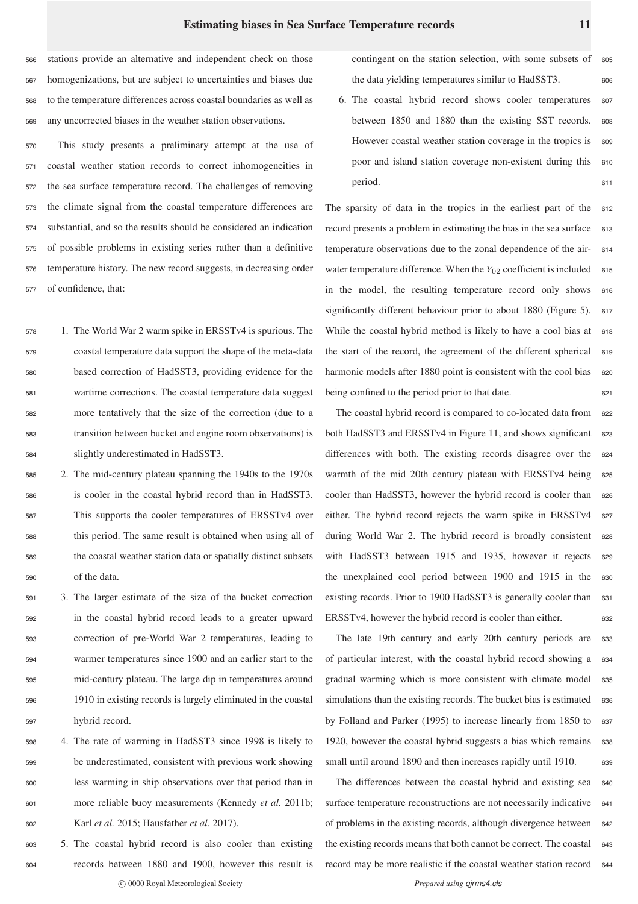stations provide an alternative and independent check on those homogenizations, but are subject to uncertainties and biases due to the temperature differences across coastal boundaries as well as any uncorrected biases in the weather station observations.

This study presents a preliminary attempt at the use of coastal weather station records to correct inhomogeneities in the sea surface temperature record. The challenges of removing the climate signal from the coastal temperature differences are substantial, and so the results should be considered an indication of possible problems in existing series rather than a definitive temperature history. The new record suggests, in decreasing order of confidence, that:

1. The World War 2 warm spike in ERSSTv4 is spurious. The coastal temperature data support the shape of the meta-data based correction of HadSST3, providing evidence for the wartime corrections. The coastal temperature data suggest more tentatively that the size of the correction (due to a transition between bucket and engine room observations) is slightly underestimated in HadSST3.
2. The mid-century plateau spanning the 1940s to the 1970s is cooler in the coastal hybrid record than in HadSST3. This supports the cooler temperatures of ERSSTv4 over this period. The same result is obtained when using all of the coastal weather station data or spatially distinct subsets of the data.
3. The larger estimate of the size of the bucket correction in the coastal hybrid record leads to a greater upward correction of pre-World War 2 temperatures, leading to warmer temperatures since 1900 and an earlier start to the mid-century plateau. The large dip in temperatures around 1910 in existing records is largely eliminated in the coastal hybrid record.
4. The rate of warming in HadSST3 since 1998 is likely to be underestimated, consistent with previous work showing less warming in ship observations over that period than in more reliable buoy measurements (Kennedy *et al.* 2011b; Karl *et al.* 2015; Hausfather *et al.* 2017).
5. The coastal hybrid record is also cooler than existing records between 1880 and 1900, however this result is contingent on the station selection, with some subsets of the data yielding temperatures similar to HadSST3.
6. The coastal hybrid record shows cooler temperatures between 1850 and 1880 than the existing SST records. However coastal weather station coverage in the tropics is poor and island station coverage non-existent during this period.

The sparsity of data in the tropics in the earliest part of the record presents a problem in estimating the bias in the sea surface temperature observations due to the zonal dependence of the air-water temperature difference. When the $Y_{02}$ coefficient is included in the model, the resulting temperature record only shows significantly different behaviour prior to about 1880 (Figure 5). While the coastal hybrid method is likely to have a cool bias at the start of the record, the agreement of the different spherical harmonic models after 1880 point is consistent with the cool bias being confined to the period prior to that date.

The coastal hybrid record is compared to co-located data from both HadSST3 and ERSSTv4 in Figure 11, and shows significant differences with both. The existing records disagree over the warmth of the mid 20th century plateau with ERSSTv4 being cooler than HadSST3, however the hybrid record is cooler than either. The hybrid record rejects the warm spike in ERSSTv4 during World War 2. The hybrid record is broadly consistent with HadSST3 between 1915 and 1935, however it rejects the unexplained cool period between 1900 and 1915 in the existing records. Prior to 1900 HadSST3 is generally cooler than ERSSTv4, however the hybrid record is cooler than either.

The late 19th century and early 20th century periods are of particular interest, with the coastal hybrid record showing a gradual warming which is more consistent with climate model simulations than the existing records. The bucket bias is estimated by Folland and Parker (1995) to increase linearly from 1850 to 1920, however the coastal hybrid suggests a bias which remains small until around 1890 and then increases rapidly until 1910.

The differences between the coastal hybrid and existing sea surface temperature reconstructions are not necessarily indicative of problems in the existing records, although divergence between the existing records means that both cannot be correct. The coastal record may be more realistic if the coastal weather station record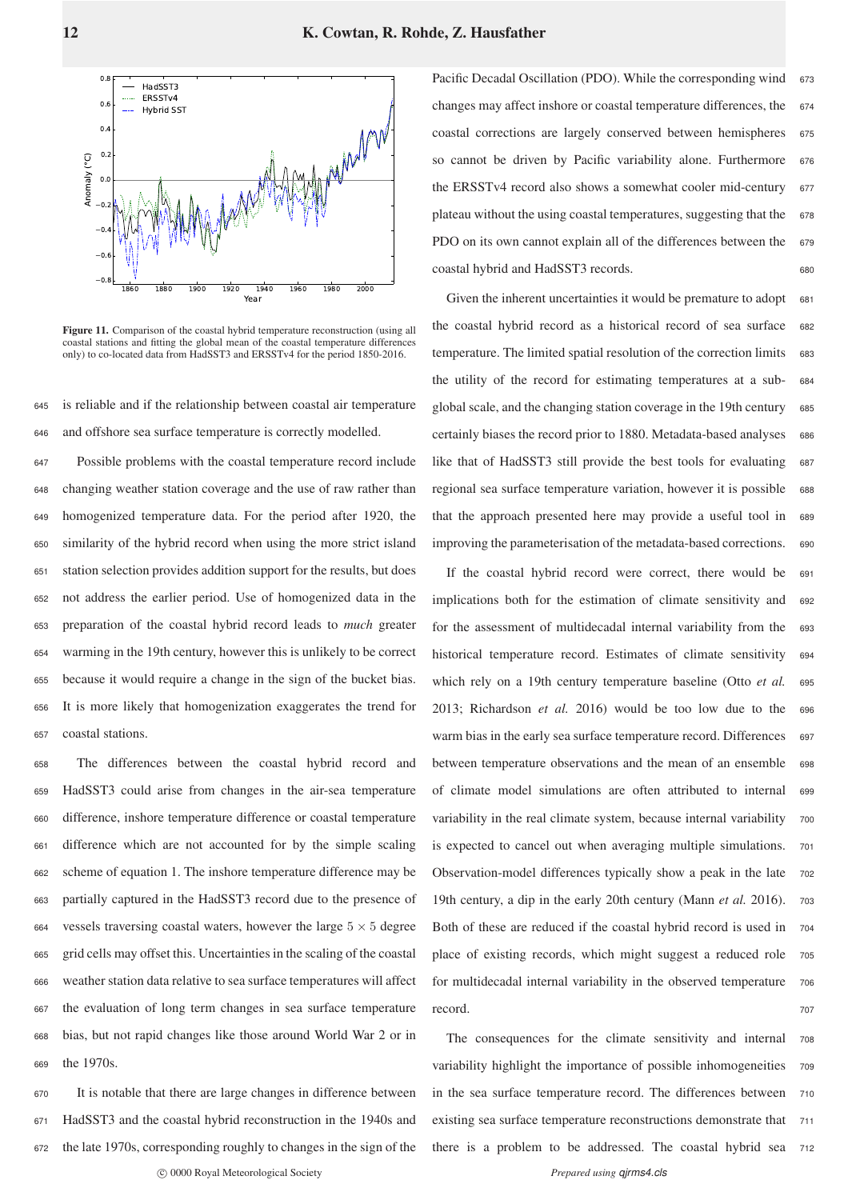Figure 11. Comparison of the coastal hybrid temperature reconstruction (using all coastal stations and fitting the global mean of the coastal temperature differences only) to co-located data from HadSST3 and ERSSTv4 for the period 1850-2016.

is reliable and if the relationship between coastal air temperature and offshore sea surface temperature is correctly modelled.

Possible problems with the coastal temperature record include changing weather station coverage and the use of raw rather than homogenized temperature data. For the period after 1920, the similarity of the hybrid record when using the more strict island station selection provides addition support for the results, but does not address the earlier period. Use of homogenized data in the preparation of the coastal hybrid record leads to *much* greater warming in the 19th century, however this is unlikely to be correct because it would require a change in the sign of the bucket bias. It is more likely that homogenization exaggerates the trend for coastal stations.

The differences between the coastal hybrid record and HadSST3 could arise from changes in the air-sea temperature difference, inshore temperature difference or coastal temperature difference which are not accounted for by the simple scaling scheme of equation 1. The inshore temperature difference may be partially captured in the HadSST3 record due to the presence of vessels traversing coastal waters, however the large $5 \times 5$ degree grid cells may offset this. Uncertainties in the scaling of the coastal weather station data relative to sea surface temperatures will affect the evaluation of long term changes in sea surface temperature bias, but not rapid changes like those around World War 2 or in the 1970s.

It is notable that there are large changes in difference between HadSST3 and the coastal hybrid reconstruction in the 1940s and the late 1970s, corresponding roughly to changes in the sign of the Pacific Decadal Oscillation (PDO). While the corresponding wind changes may affect inshore or coastal temperature differences, the coastal corrections are largely conserved between hemispheres so cannot be driven by Pacific variability alone. Furthermore the ERSSTv4 record also shows a somewhat cooler mid-century plateau without the using coastal temperatures, suggesting that the PDO on its own cannot explain all of the differences between the coastal hybrid and HadSST3 records.

Given the inherent uncertainties it would be premature to adopt the coastal hybrid record as a historical record of sea surface temperature. The limited spatial resolution of the correction limits the utility of the record for estimating temperatures at a sub-global scale, and the changing station coverage in the 19th century certainly biases the record prior to 1880. Metadata-based analyses like that of HadSST3 still provide the best tools for evaluating regional sea surface temperature variation, however it is possible that the approach presented here may provide a useful tool in improving the parameterisation of the metadata-based corrections.

If the coastal hybrid record were correct, there would be implications both for the estimation of climate sensitivity and for the assessment of multidecadal internal variability from the historical temperature record. Estimates of climate sensitivity which rely on a 19th century temperature baseline (Otto *et al.* 2013; Richardson *et al.* 2016) would be too low due to the warm bias in the early sea surface temperature record. Differences between temperature observations and the mean of an ensemble of climate model simulations are often attributed to internal variability in the real climate system, because internal variability is expected to cancel out when averaging multiple simulations. Observation-model differences typically show a peak in the late 19th century, a dip in the early 20th century (Mann *et al.* 2016). Both of these are reduced if the coastal hybrid record is used in place of existing records, which might suggest a reduced role for multidecadal internal variability in the observed temperature record.

The consequences for the climate sensitivity and internal variability highlight the importance of possible inhomogeneities in the sea surface temperature record. The differences between existing sea surface temperature reconstructions demonstrate that there is a problem to be addressed. The coastal hybrid sea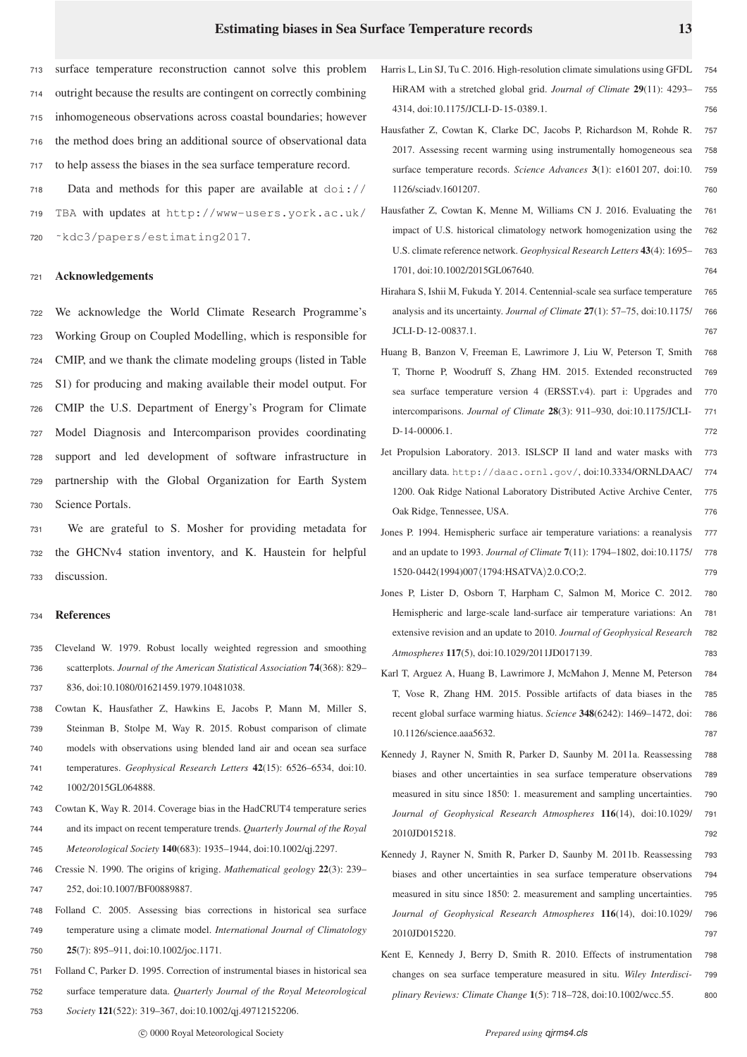surface temperature reconstruction cannot solve this problem outright because the results are contingent on correctly combining inhomogeneous observations across coastal boundaries; however the method does bring an additional source of observational data to help assess the biases in the sea surface temperature record.

Data and methods for this paper are available at doi://TBA with updates at http://www-users.york.ac.uk/~kdc3/papers/estimating2017.

## Acknowledgements

We acknowledge the World Climate Research Programme's Working Group on Coupled Modelling, which is responsible for CMIP, and we thank the climate modeling groups (listed in Table S1) for producing and making available their model output. For CMIP the U.S. Department of Energy's Program for Climate Model Diagnosis and Intercomparison provides coordinating support and led development of software infrastructure in partnership with the Global Organization for Earth System Science Portals.

We are grateful to S. Mosher for providing metadata for the GHCNv4 station inventory, and K. Haustein for helpful discussion.

## References

Cleveland W. 1979. Robust locally weighted regression and smoothing scatterplots. *Journal of the American Statistical Association* **74**(368): 829–836, doi:10.1080/01621459.1979.10481038.

Cowtan K, Hausfather Z, Hawkins E, Jacobs P, Mann M, Miller S, Steinman B, Stolpe M, Way R. 2015. Robust comparison of climate models with observations using blended land air and ocean sea surface temperatures. *Geophysical Research Letters* **42**(15): 6526–6534, doi:10.1002/2015GL064888.

Cowtan K, Way R. 2014. Coverage bias in the HadCRUT4 temperature series and its impact on recent temperature trends. *Quarterly Journal of the Royal Meteorological Society* **140**(683): 1935–1944, doi:10.1002/qj.2297.

Cressie N. 1990. The origins of kriging. *Mathematical geology* **22**(3): 239–252, doi:10.1007/BF00889887.

Folland C. 2005. Assessing bias corrections in historical sea surface temperature using a climate model. *International Journal of Climatology* **25**(7): 895–911, doi:10.1002/joc.1171.

Folland C, Parker D. 1995. Correction of instrumental biases in historical sea surface temperature data. *Quarterly Journal of the Royal Meteorological Society* **121**(522): 319–367, doi:10.1002/qj.49712152206.

Harris L, Lin SJ, Tu C. 2016. High-resolution climate simulations using GFDL HiRAM with a stretched global grid. *Journal of Climate* **29**(11): 4293–4314, doi:10.1175/JCLI-D-15-0389.1.

Hausfather Z, Cowtan K, Clarke DC, Jacobs P, Richardson M, Rohde R. 2017. Assessing recent warming using instrumentally homogeneous sea surface temperature records. *Science Advances* **3**(1): e1601207, doi:10.1126/sciadv.1601207.

Hausfather Z, Cowtan K, Menne M, Williams CN J. 2016. Evaluating the impact of U.S. historical climatology network homogenization using the U.S. climate reference network. *Geophysical Research Letters* **43**(4): 1695–1701, doi:10.1002/2015GL067640.

Hirahara S, Ishii M, Fukuda Y. 2014. Centennial-scale sea surface temperature analysis and its uncertainty. *Journal of Climate* **27**(1): 57–75, doi:10.1175/JCLI-D-12-00837.1.

Huang B, Banzon V, Freeman E, Lawrimore J, Liu W, Peterson T, Smith T, Thorne P, Woodruff S, Zhang HM. 2015. Extended reconstructed sea surface temperature version 4 (ERSST.v4). part i: Upgrades and intercomparisons. *Journal of Climate* **28**(3): 911–930, doi:10.1175/JCLI-D-14-00006.1.

Jet Propulsion Laboratory. 2013. ISLSCP II land and water masks with ancillary data. http://daac.ornl.gov/, doi:10.3334/ORNLDAAC/1200. Oak Ridge National Laboratory Distributed Active Archive Center, Oak Ridge, Tennessee, USA.

Jones P. 1994. Hemispheric surface air temperature variations: a reanalysis and an update to 1993. *Journal of Climate* **7**(11): 1794–1802, doi:10.1175/1520-0442(1994)007⟨1794:HSATVA⟩2.0.CO;2.

Jones P, Lister D, Osborn T, Harpham C, Salmon M, Morice C. 2012. Hemispheric and large-scale land-surface air temperature variations: An extensive revision and an update to 2010. *Journal of Geophysical Research Atmospheres* **117**(5), doi:10.1029/2011JD017139.

Karl T, Arguez A, Huang B, Lawrimore J, McMahon J, Menne M, Peterson T, Vose R, Zhang HM. 2015. Possible artifacts of data biases in the recent global surface warming hiatus. *Science* **348**(6242): 1469–1472, doi:10.1126/science.aaa5632.

Kennedy J, Rayner N, Smith R, Parker D, Saunby M. 2011a. Reassessing biases and other uncertainties in sea surface temperature observations measured in situ since 1850: 1. measurement and sampling uncertainties. *Journal of Geophysical Research Atmospheres* **116**(14), doi:10.1029/2010JD015218.

Kennedy J, Rayner N, Smith R, Parker D, Saunby M. 2011b. Reassessing biases and other uncertainties in sea surface temperature observations measured in situ since 1850: 2. measurement and sampling uncertainties. *Journal of Geophysical Research Atmospheres* **116**(14), doi:10.1029/2010JD015220.

Kent E, Kennedy J, Berry D, Smith R. 2010. Effects of instrumentation changes on sea surface temperature measured in situ. *Wiley Interdisciplinary Reviews: Climate Change* **1**(5): 718–728, doi:10.1002/wcc.55.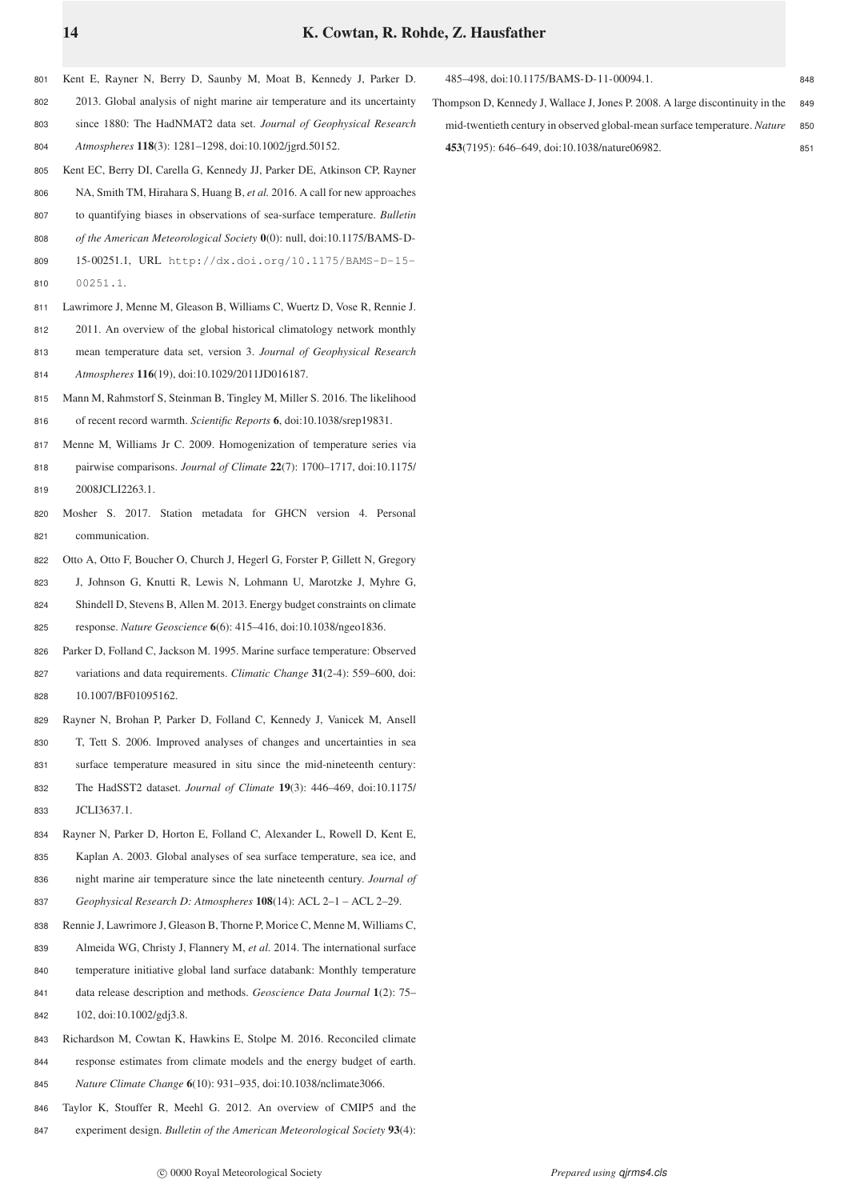Kent E, Rayner N, Berry D, Saunby M, Moat B, Kennedy J, Parker D. 2013. Global analysis of night marine air temperature and its uncertainty since 1880: The HadNMAT2 data set. *Journal of Geophysical Research Atmospheres* **118**(3): 1281–1298, doi:10.1002/jgrd.50152.

Kent EC, Berry DI, Carella G, Kennedy JJ, Parker DE, Atkinson CP, Rayner NA, Smith TM, Hirahara S, Huang B, *et al.* 2016. A call for new approaches to quantifying biases in observations of sea-surface temperature. *Bulletin of the American Meteorological Society* **0**(0): null, doi:10.1175/BAMS-D-15-00251.1, URL http://dx.doi.org/10.1175/BAMS-D-15-00251.1.

Lawrimore J, Menne M, Gleason B, Williams C, Wuertz D, Vose R, Rennie J. 2011. An overview of the global historical climatology network monthly mean temperature data set, version 3. *Journal of Geophysical Research Atmospheres* **116**(19), doi:10.1029/2011JD016187.

Mann M, Rahmstorf S, Steinman B, Tingley M, Miller S. 2016. The likelihood of recent record warmth. *Scientific Reports* **6**, doi:10.1038/srep19831.

Menne M, Williams Jr C. 2009. Homogenization of temperature series via pairwise comparisons. *Journal of Climate* **22**(7): 1700–1717, doi:10.1175/2008JCLI2263.1.

Mosher S. 2017. Station metadata for GHCN version 4. Personal communication.

Otto A, Otto F, Boucher O, Church J, Hegerl G, Forster P, Gillett N, Gregory J, Johnson G, Knutti R, Lewis N, Lohmann U, Marotzke J, Myhre G, Shindell D, Stevens B, Allen M. 2013. Energy budget constraints on climate response. *Nature Geoscience* **6**(6): 415–416, doi:10.1038/ngeo1836.

Parker D, Folland C, Jackson M. 1995. Marine surface temperature: Observed variations and data requirements. *Climatic Change* **31**(2-4): 559–600, doi:10.1007/BF01095162.

Rayner N, Brohan P, Parker D, Folland C, Kennedy J, Vanicek M, Ansell T, Tett S. 2006. Improved analyses of changes and uncertainties in sea surface temperature measured in situ since the mid-nineteenth century: The HadSST2 dataset. *Journal of Climate* **19**(3): 446–469, doi:10.1175/JCLI3637.1.

Rayner N, Parker D, Horton E, Folland C, Alexander L, Rowell D, Kent E, Kaplan A. 2003. Global analyses of sea surface temperature, sea ice, and night marine air temperature since the late nineteenth century. *Journal of Geophysical Research D: Atmospheres* **108**(14): ACL 2–1 – ACL 2–29.

Rennie J, Lawrimore J, Gleason B, Thorne P, Morice C, Menne M, Williams C, Almeida WG, Christy J, Flannery M, *et al.* 2014. The international surface temperature initiative global land surface databank: Monthly temperature data release description and methods. *Geoscience Data Journal* **1**(2): 75–102, doi:10.1002/gdj3.8.

Richardson M, Cowtan K, Hawkins E, Stolpe M. 2016. Reconciled climate response estimates from climate models and the energy budget of earth. *Nature Climate Change* **6**(10): 931–935, doi:10.1038/nclimate3066.

Taylor K, Stouffer R, Meehl G. 2012. An overview of CMIP5 and the experiment design. *Bulletin of the American Meteorological Society* **93**(4): 485–498, doi:10.1175/BAMS-D-11-00094.1.

Thompson D, Kennedy J, Wallace J, Jones P. 2008. A large discontinuity in the mid-twentieth century in observed global-mean surface temperature. *Nature* **453**(7195): 646–649, doi:10.1038/nature06982.